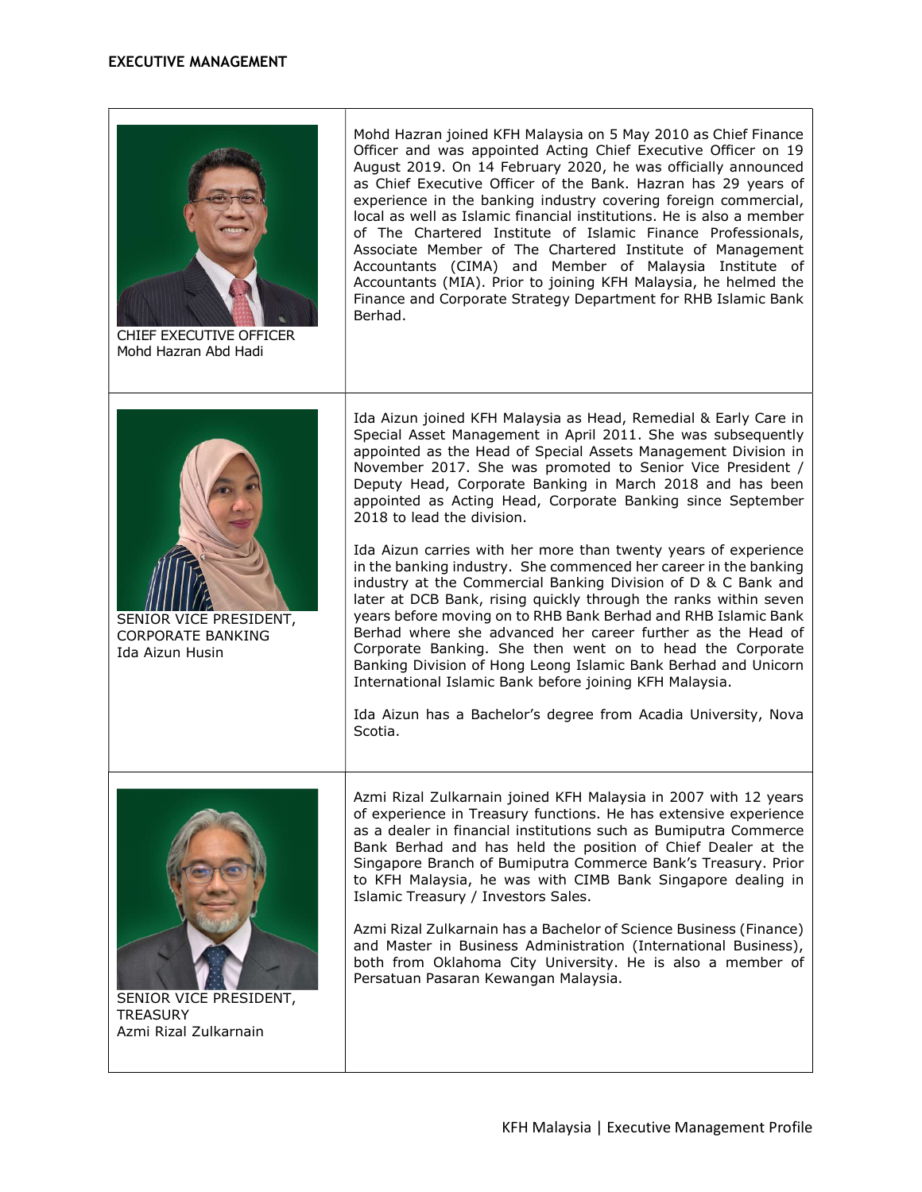## EXECUTIVE MANAGEMENT

| | |
|---|---|
| CHIEF EXECUTIVE OFFICER<br>Mohd Hazran Abd Hadi | Mohd Hazran joined KFH Malaysia on 5 May 2010 as Chief Finance Officer and was appointed Acting Chief Executive Officer on 19 August 2019. On 14 February 2020, he was officially announced as Chief Executive Officer of the Bank. Hazran has 29 years of experience in the banking industry covering foreign commercial, local as well as Islamic financial institutions. He is also a member of The Chartered Institute of Islamic Finance Professionals, Associate Member of The Chartered Institute of Management Accountants (CIMA) and Member of Malaysia Institute of Accountants (MIA). Prior to joining KFH Malaysia, he helmed the Finance and Corporate Strategy Department for RHB Islamic Bank Berhad. |
| SENIOR VICE PRESIDENT, CORPORATE BANKING<br>Ida Aizun Husin | Ida Aizun joined KFH Malaysia as Head, Remedial & Early Care in Special Asset Management in April 2011. She was subsequently appointed as the Head of Special Assets Management Division in November 2017. She was promoted to Senior Vice President / Deputy Head, Corporate Banking in March 2018 and has been appointed as Acting Head, Corporate Banking since September 2018 to lead the division.<br><br>Ida Aizun carries with her more than twenty years of experience in the banking industry. She commenced her career in the banking industry at the Commercial Banking Division of D & C Bank and later at DCB Bank, rising quickly through the ranks within seven years before moving on to RHB Bank Berhad and RHB Islamic Bank Berhad where she advanced her career further as the Head of Corporate Banking. She then went on to head the Corporate Banking Division of Hong Leong Islamic Bank Berhad and Unicorn International Islamic Bank before joining KFH Malaysia.<br><br>Ida Aizun has a Bachelor's degree from Acadia University, Nova Scotia. |
| SENIOR VICE PRESIDENT, TREASURY<br>Azmi Rizal Zulkarnain | Azmi Rizal Zulkarnain joined KFH Malaysia in 2007 with 12 years of experience in Treasury functions. He has extensive experience as a dealer in financial institutions such as Bumiputra Commerce Bank Berhad and has held the position of Chief Dealer at the Singapore Branch of Bumiputra Commerce Bank's Treasury. Prior to KFH Malaysia, he was with CIMB Bank Singapore dealing in Islamic Treasury / Investors Sales.<br><br>Azmi Rizal Zulkarnain has a Bachelor of Science Business (Finance) and Master in Business Administration (International Business), both from Oklahoma City University. He is also a member of Persatuan Pasaran Kewangan Malaysia. |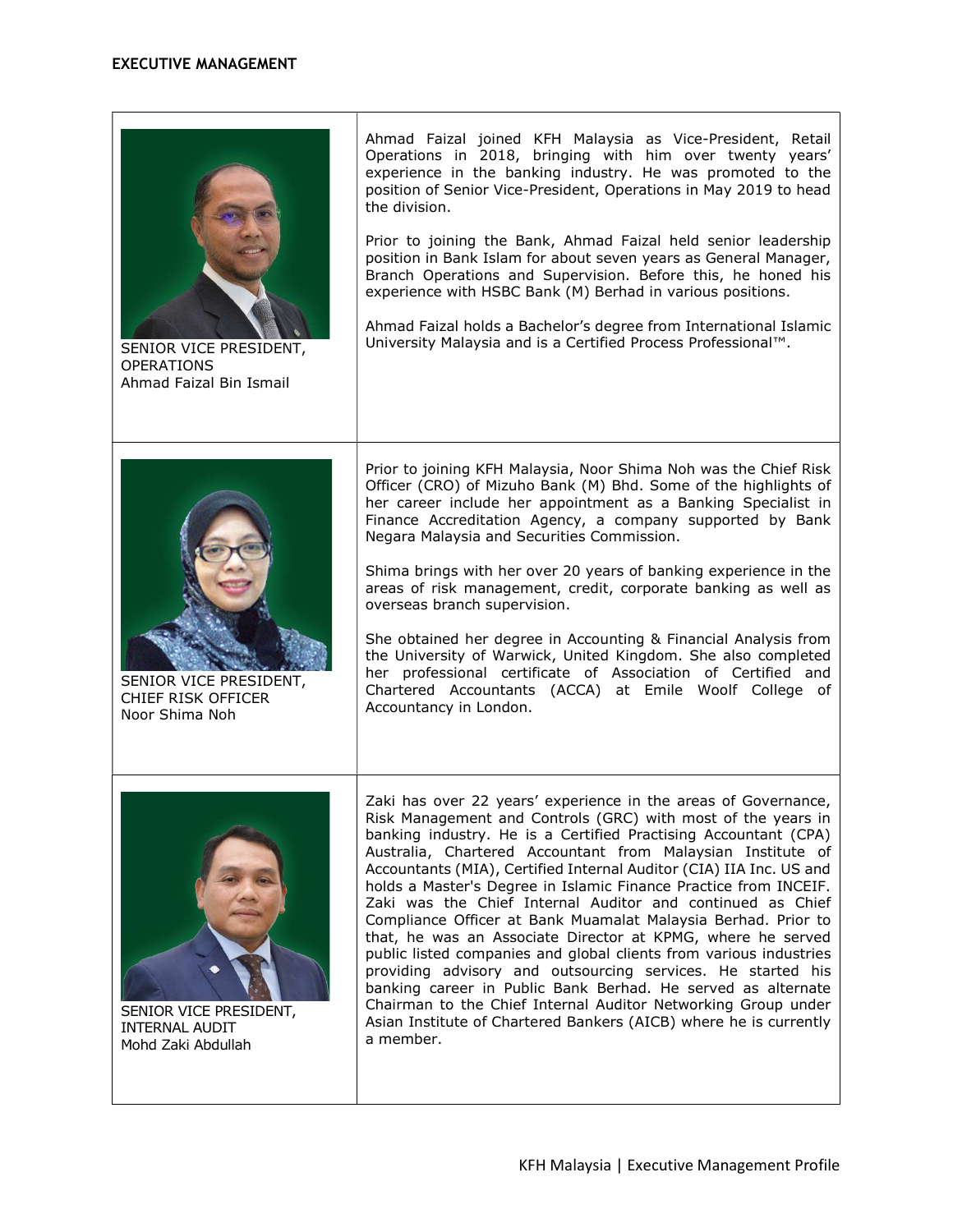## EXECUTIVE MANAGEMENT

| | |
|---|---|
| SENIOR VICE PRESIDENT, OPERATIONS<br>Ahmad Faizal Bin Ismail | Ahmad Faizal joined KFH Malaysia as Vice-President, Retail Operations in 2018, bringing with him over twenty years' experience in the banking industry. He was promoted to the position of Senior Vice-President, Operations in May 2019 to head the division.<br><br>Prior to joining the Bank, Ahmad Faizal held senior leadership position in Bank Islam for about seven years as General Manager, Branch Operations and Supervision. Before this, he honed his experience with HSBC Bank (M) Berhad in various positions.<br><br>Ahmad Faizal holds a Bachelor's degree from International Islamic University Malaysia and is a Certified Process Professional™. |
| SENIOR VICE PRESIDENT, CHIEF RISK OFFICER<br>Noor Shima Noh | Prior to joining KFH Malaysia, Noor Shima Noh was the Chief Risk Officer (CRO) of Mizuho Bank (M) Bhd. Some of the highlights of her career include her appointment as a Banking Specialist in Finance Accreditation Agency, a company supported by Bank Negara Malaysia and Securities Commission.<br><br>Shima brings with her over 20 years of banking experience in the areas of risk management, credit, corporate banking as well as overseas branch supervision.<br><br>She obtained her degree in Accounting & Financial Analysis from the University of Warwick, United Kingdom. She also completed her professional certificate of Association of Certified and Chartered Accountants (ACCA) at Emile Woolf College of Accountancy in London. |
| SENIOR VICE PRESIDENT, INTERNAL AUDIT<br>Mohd Zaki Abdullah | Zaki has over 22 years' experience in the areas of Governance, Risk Management and Controls (GRC) with most of the years in banking industry. He is a Certified Practising Accountant (CPA) Australia, Chartered Accountant from Malaysian Institute of Accountants (MIA), Certified Internal Auditor (CIA) IIA Inc. US and holds a Master's Degree in Islamic Finance Practice from INCEIF. Zaki was the Chief Internal Auditor and continued as Chief Compliance Officer at Bank Muamalat Malaysia Berhad. Prior to that, he was an Associate Director at KPMG, where he served public listed companies and global clients from various industries providing advisory and outsourcing services. He started his banking career in Public Bank Berhad. He served as alternate Chairman to the Chief Internal Auditor Networking Group under Asian Institute of Chartered Bankers (AICB) where he is currently a member. |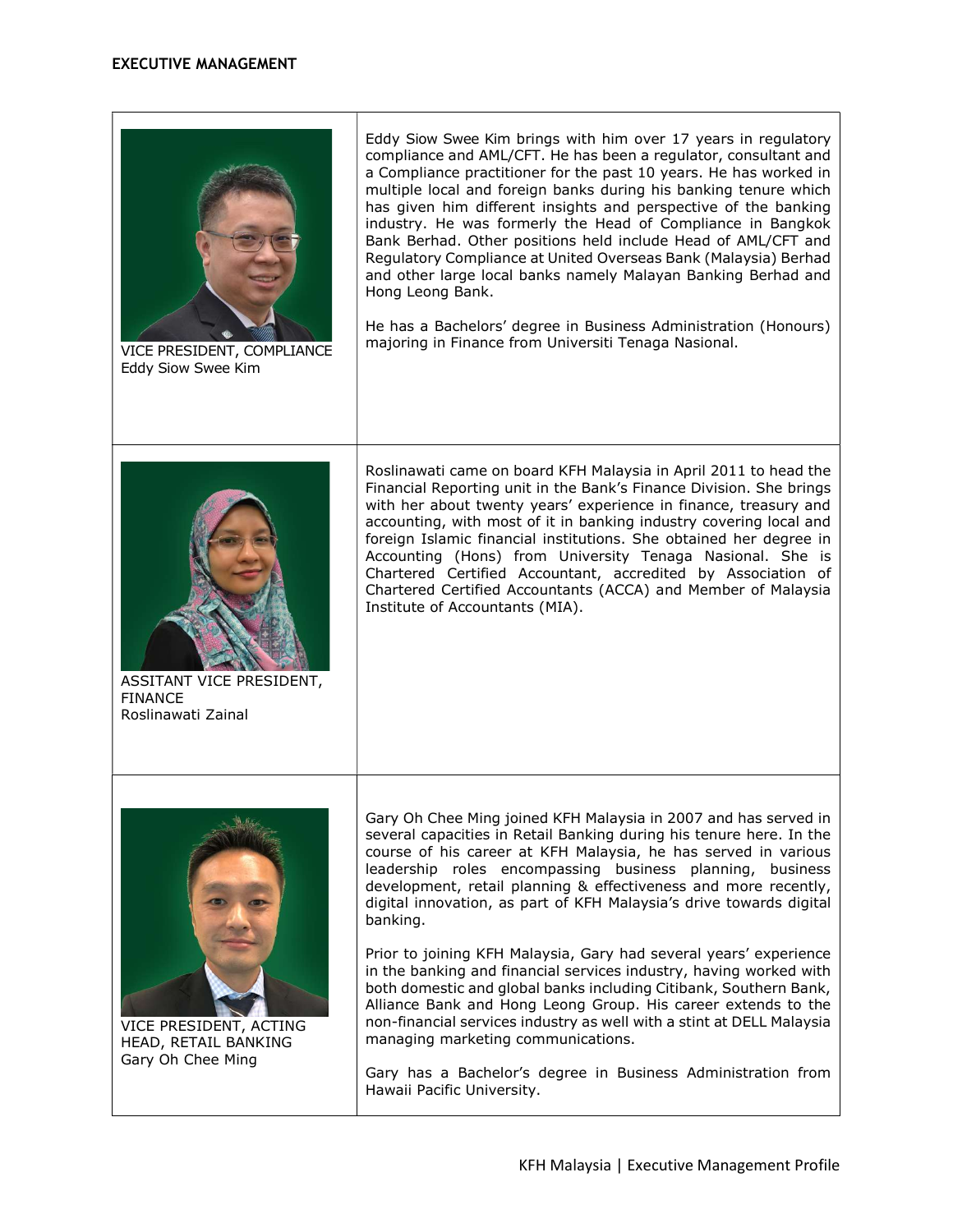## EXECUTIVE MANAGEMENT

| | |
|---|---|
| VICE PRESIDENT, COMPLIANCE<br>Eddy Siow Swee Kim | Eddy Siow Swee Kim brings with him over 17 years in regulatory compliance and AML/CFT. He has been a regulator, consultant and a Compliance practitioner for the past 10 years. He has worked in multiple local and foreign banks during his banking tenure which has given him different insights and perspective of the banking industry. He was formerly the Head of Compliance in Bangkok Bank Berhad. Other positions held include Head of AML/CFT and Regulatory Compliance at United Overseas Bank (Malaysia) Berhad and other large local banks namely Malayan Banking Berhad and Hong Leong Bank.<br><br>He has a Bachelors' degree in Business Administration (Honours) majoring in Finance from Universiti Tenaga Nasional. |
| ASSITANT VICE PRESIDENT, FINANCE<br>Roslinawati Zainal | Roslinawati came on board KFH Malaysia in April 2011 to head the Financial Reporting unit in the Bank's Finance Division. She brings with her about twenty years' experience in finance, treasury and accounting, with most of it in banking industry covering local and foreign Islamic financial institutions. She obtained her degree in Accounting (Hons) from University Tenaga Nasional. She is Chartered Certified Accountant, accredited by Association of Chartered Certified Accountants (ACCA) and Member of Malaysia Institute of Accountants (MIA). |
| VICE PRESIDENT, ACTING HEAD, RETAIL BANKING<br>Gary Oh Chee Ming | Gary Oh Chee Ming joined KFH Malaysia in 2007 and has served in several capacities in Retail Banking during his tenure here. In the course of his career at KFH Malaysia, he has served in various leadership roles encompassing business planning, business development, retail planning & effectiveness and more recently, digital innovation, as part of KFH Malaysia's drive towards digital banking.<br><br>Prior to joining KFH Malaysia, Gary had several years' experience in the banking and financial services industry, having worked with both domestic and global banks including Citibank, Southern Bank, Alliance Bank and Hong Leong Group. His career extends to the non-financial services industry as well with a stint at DELL Malaysia managing marketing communications.<br><br>Gary has a Bachelor's degree in Business Administration from Hawaii Pacific University. |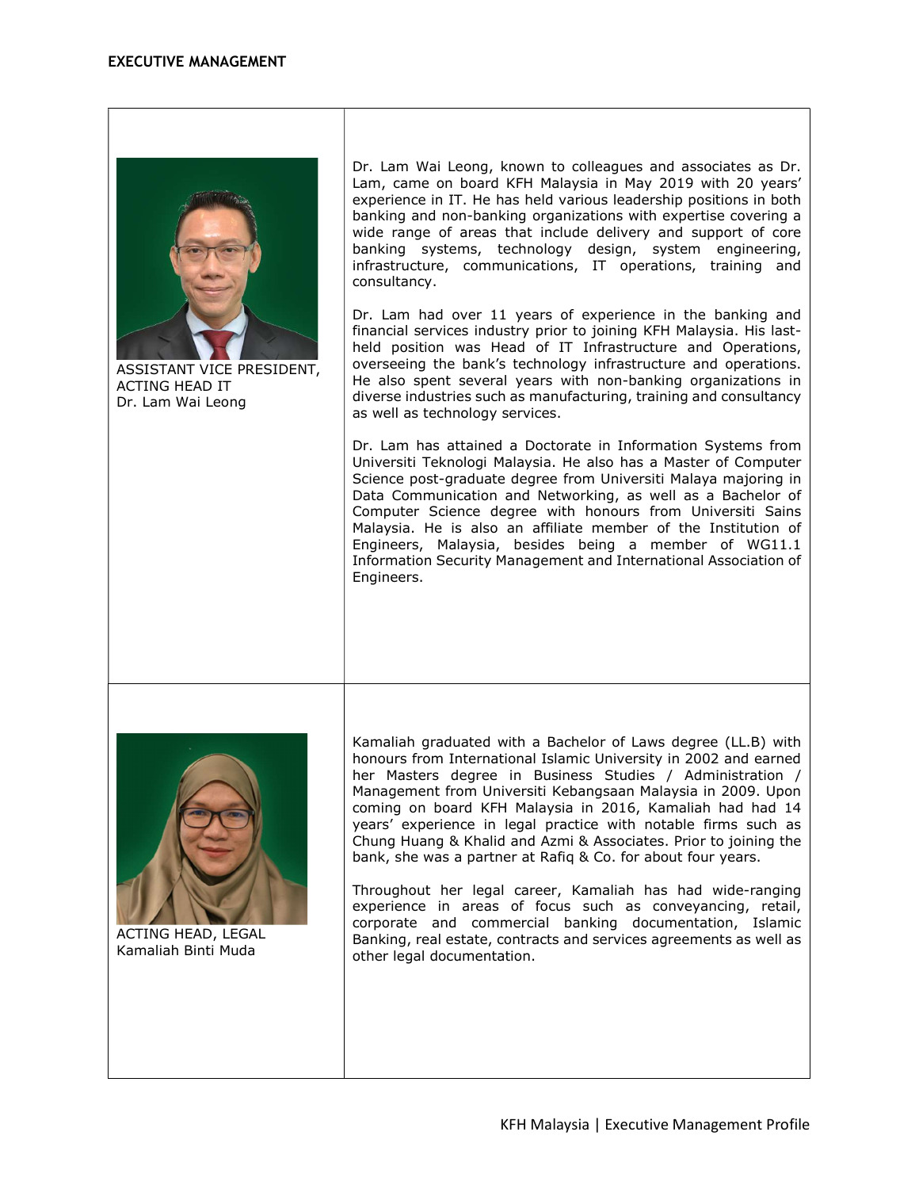## EXECUTIVE MANAGEMENT

ASSISTANT VICE PRESIDENT,
ACTING HEAD IT
Dr. Lam Wai Leong

Dr. Lam Wai Leong, known to colleagues and associates as Dr. Lam, came on board KFH Malaysia in May 2019 with 20 years' experience in IT. He has held various leadership positions in both banking and non-banking organizations with expertise covering a wide range of areas that include delivery and support of core banking systems, technology design, system engineering, infrastructure, communications, IT operations, training and consultancy.

Dr. Lam had over 11 years of experience in the banking and financial services industry prior to joining KFH Malaysia. His last-held position was Head of IT Infrastructure and Operations, overseeing the bank's technology infrastructure and operations. He also spent several years with non-banking organizations in diverse industries such as manufacturing, training and consultancy as well as technology services.

Dr. Lam has attained a Doctorate in Information Systems from Universiti Teknologi Malaysia. He also has a Master of Computer Science post-graduate degree from Universiti Malaya majoring in Data Communication and Networking, as well as a Bachelor of Computer Science degree with honours from Universiti Sains Malaysia. He is also an affiliate member of the Institution of Engineers, Malaysia, besides being a member of WG11.1 Information Security Management and International Association of Engineers.

ACTING HEAD, LEGAL
Kamaliah Binti Muda

Kamaliah graduated with a Bachelor of Laws degree (LL.B) with honours from International Islamic University in 2002 and earned her Masters degree in Business Studies / Administration / Management from Universiti Kebangsaan Malaysia in 2009. Upon coming on board KFH Malaysia in 2016, Kamaliah had had 14 years' experience in legal practice with notable firms such as Chung Huang & Khalid and Azmi & Associates. Prior to joining the bank, she was a partner at Rafiq & Co. for about four years.

Throughout her legal career, Kamaliah has had wide-ranging experience in areas of focus such as conveyancing, retail, corporate and commercial banking documentation, Islamic Banking, real estate, contracts and services agreements as well as other legal documentation.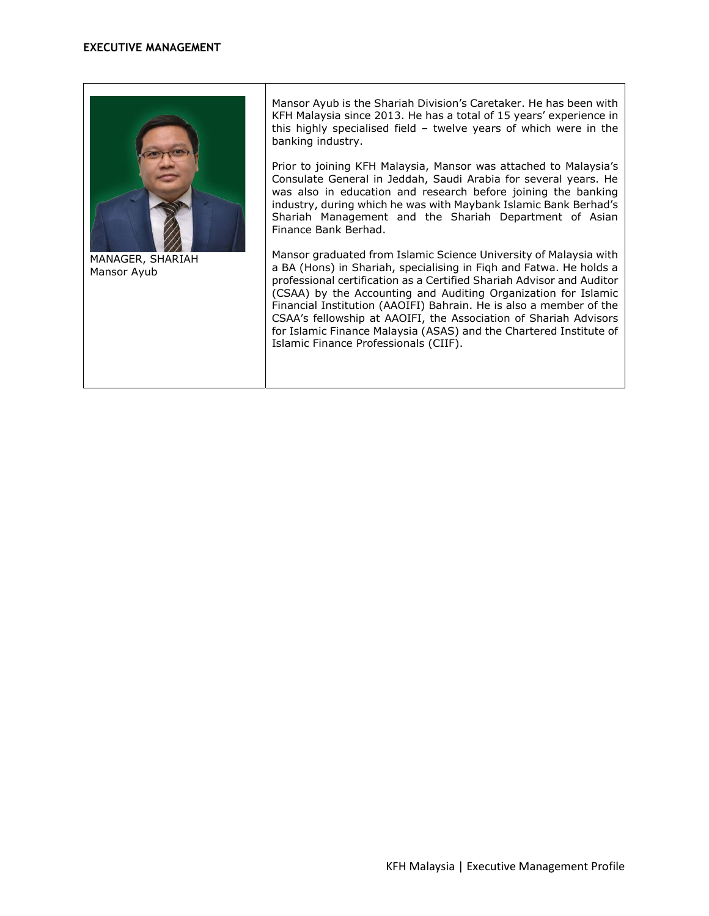**EXECUTIVE MANAGEMENT**

| | |
|---|---|
| MANAGER, SHARIAH<br>Mansor Ayub | Mansor Ayub is the Shariah Division's Caretaker. He has been with KFH Malaysia since 2013. He has a total of 15 years' experience in this highly specialised field – twelve years of which were in the banking industry.<br><br>Prior to joining KFH Malaysia, Mansor was attached to Malaysia's Consulate General in Jeddah, Saudi Arabia for several years. He was also in education and research before joining the banking industry, during which he was with Maybank Islamic Bank Berhad's Shariah Management and the Shariah Department of Asian Finance Bank Berhad.<br><br>Mansor graduated from Islamic Science University of Malaysia with a BA (Hons) in Shariah, specialising in Fiqh and Fatwa. He holds a professional certification as a Certified Shariah Advisor and Auditor (CSAA) by the Accounting and Auditing Organization for Islamic Financial Institution (AAOIFI) Bahrain. He is also a member of the CSAA's fellowship at AAOIFI, the Association of Shariah Advisors for Islamic Finance Malaysia (ASAS) and the Chartered Institute of Islamic Finance Professionals (CIIF). |